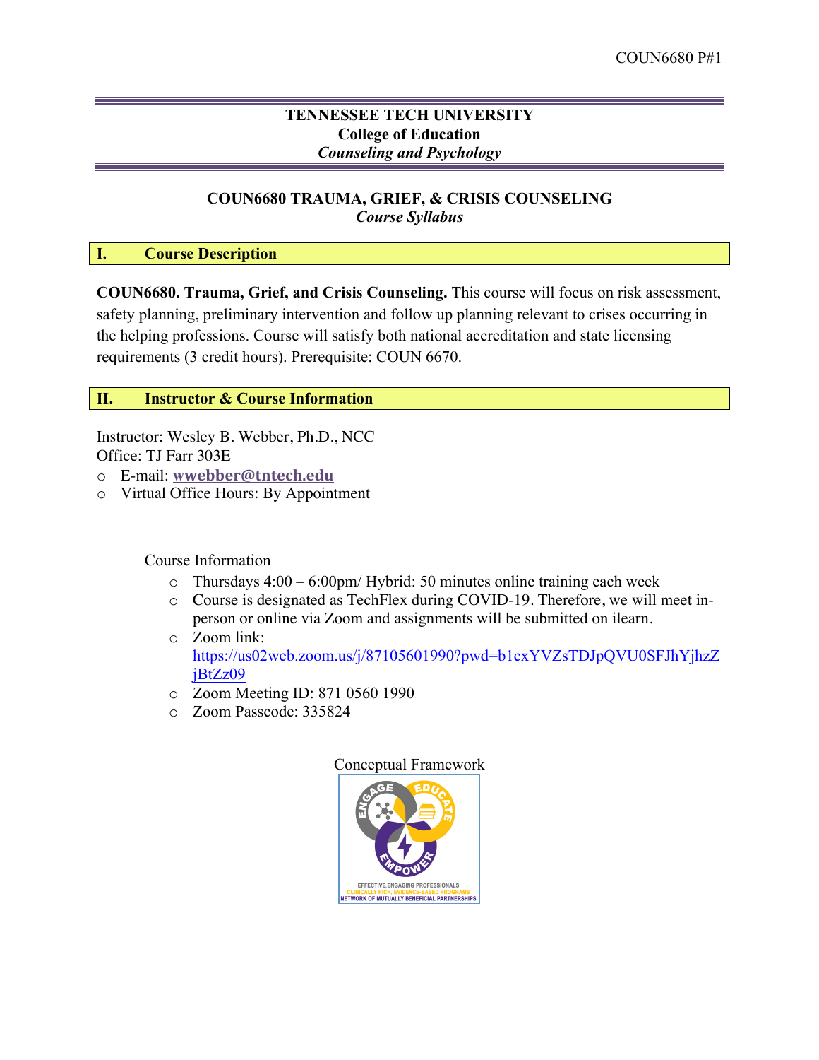# TENNESSEE TECH UNIVERSITY
## College of Education
*Counseling and Psychology*

## COUN6680 TRAUMA, GRIEF, & CRISIS COUNSELING
*Course Syllabus*

## I. Course Description

**COUN6680. Trauma, Grief, and Crisis Counseling.** This course will focus on risk assessment, safety planning, preliminary intervention and follow up planning relevant to crises occurring in the helping professions. Course will satisfy both national accreditation and state licensing requirements (3 credit hours). Prerequisite: COUN 6670.

## II. Instructor & Course Information

Instructor: Wesley B. Webber, Ph.D., NCC
Office: TJ Farr 303E

- E-mail: **wwebber@tntech.edu**
- Virtual Office Hours: By Appointment

Course Information

- Thursdays 4:00 – 6:00pm/ Hybrid: 50 minutes online training each week
- Course is designated as TechFlex during COVID-19. Therefore, we will meet in-person or online via Zoom and assignments will be submitted on ilearn.
- Zoom link: https://us02web.zoom.us/j/87105601990?pwd=b1cxYVZsTDJpQVU0SFJhYjhzZjBtZz09
- Zoom Meeting ID: 871 0560 1990
- Zoom Passcode: 335824

Conceptual Framework

ENGAGE EDUCATE EMPOWER

EFFECTIVE, ENGAGING PROFESSIONALS
CLINICALLY RICH, EVIDENCE-BASED PROGRAMS
NETWORK OF MUTUALLY BENEFICIAL PARTNERSHIPS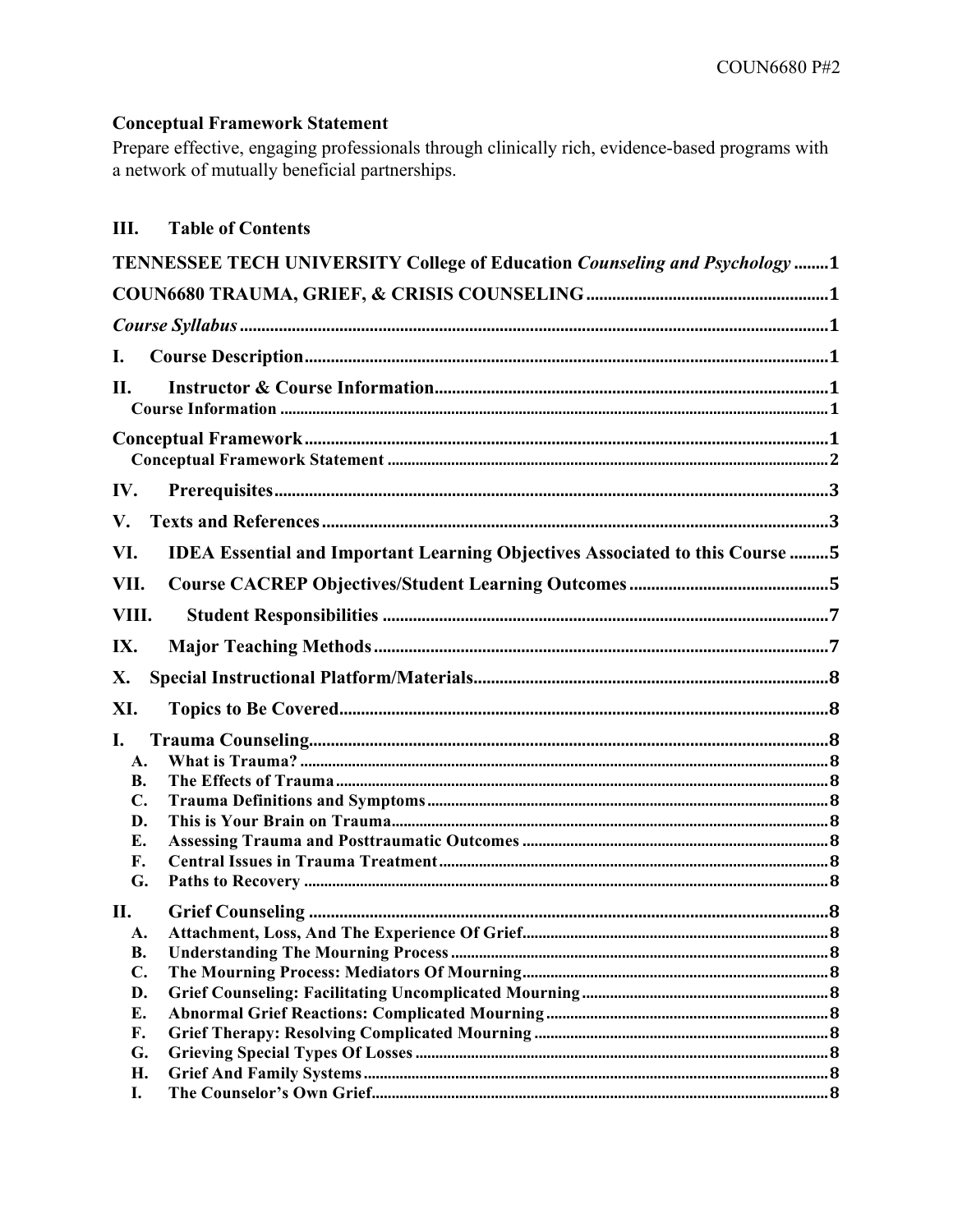### Conceptual Framework Statement

Prepare effective, engaging professionals through clinically rich, evidence-based programs with a network of mutually beneficial partnerships.

## III. Table of Contents

**TENNESSEE TECH UNIVERSITY College of Education *Counseling and Psychology*** ........1

**COUN6680 TRAUMA, GRIEF, & CRISIS COUNSELING** ........1

***Course Syllabus*** ........1

**I. Course Description** ........1

**II. Instructor & Course Information** ........1
- **Course Information** ........1

**Conceptual Framework** ........1
- **Conceptual Framework Statement** ........2

**IV. Prerequisites** ........3

**V. Texts and References** ........3

**VI. IDEA Essential and Important Learning Objectives Associated to this Course** ........5

**VII. Course CACREP Objectives/Student Learning Outcomes** ........5

**VIII. Student Responsibilities** ........7

**IX. Major Teaching Methods** ........7

**X. Special Instructional Platform/Materials** ........8

**XI. Topics to Be Covered** ........8

**I. Trauma Counseling** ........8
- **A. What is Trauma?** ........8
- **B. The Effects of Trauma** ........8
- **C. Trauma Definitions and Symptoms** ........8
- **D. This is Your Brain on Trauma** ........8
- **E. Assessing Trauma and Posttraumatic Outcomes** ........8
- **F. Central Issues in Trauma Treatment** ........8
- **G. Paths to Recovery** ........8

**II. Grief Counseling** ........8
- **A. Attachment, Loss, And The Experience Of Grief** ........8
- **B. Understanding The Mourning Process** ........8
- **C. The Mourning Process: Mediators Of Mourning** ........8
- **D. Grief Counseling: Facilitating Uncomplicated Mourning** ........8
- **E. Abnormal Grief Reactions: Complicated Mourning** ........8
- **F. Grief Therapy: Resolving Complicated Mourning** ........8
- **G. Grieving Special Types Of Losses** ........8
- **H. Grief And Family Systems** ........8
- **I. The Counselor's Own Grief** ........8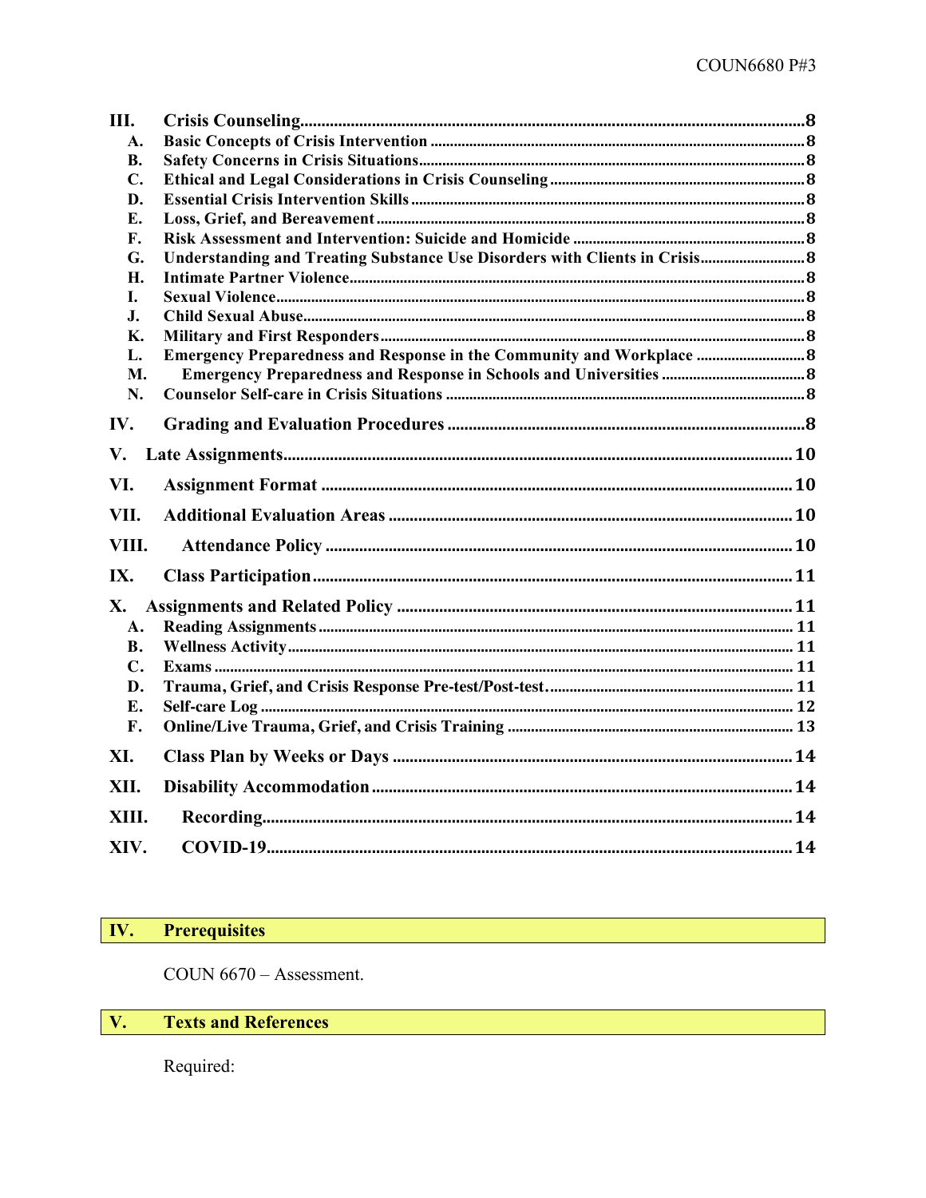**III. Crisis Counseling** ........ 8

- **A. Basic Concepts of Crisis Intervention** ........ 8
- **B. Safety Concerns in Crisis Situations** ........ 8
- **C. Ethical and Legal Considerations in Crisis Counseling** ........ 8
- **D. Essential Crisis Intervention Skills** ........ 8
- **E. Loss, Grief, and Bereavement** ........ 8
- **F. Risk Assessment and Intervention: Suicide and Homicide** ........ 8
- **G. Understanding and Treating Substance Use Disorders with Clients in Crisis** ........ 8
- **H. Intimate Partner Violence** ........ 8
- **I. Sexual Violence** ........ 8
- **J. Child Sexual Abuse** ........ 8
- **K. Military and First Responders** ........ 8
- **L. Emergency Preparedness and Response in the Community and Workplace** ........ 8
- **M. Emergency Preparedness and Response in Schools and Universities** ........ 8
- **N. Counselor Self-care in Crisis Situations** ........ 8

**IV. Grading and Evaluation Procedures** ........ 8

**V. Late Assignments** ........ 10

**VI. Assignment Format** ........ 10

**VII. Additional Evaluation Areas** ........ 10

**VIII. Attendance Policy** ........ 10

**IX. Class Participation** ........ 11

**X. Assignments and Related Policy** ........ 11

- **A. Reading Assignments** ........ 11
- **B. Wellness Activity** ........ 11
- **C. Exams** ........ 11
- **D. Trauma, Grief, and Crisis Response Pre-test/Post-test.** ........ 11
- **E. Self-care Log** ........ 12
- **F. Online/Live Trauma, Grief, and Crisis Training** ........ 13

**XI. Class Plan by Weeks or Days** ........ 14

**XII. Disability Accommodation** ........ 14

**XIII. Recording** ........ 14

**XIV. COVID-19** ........ 14

## IV. Prerequisites

COUN 6670 – Assessment.

## V. Texts and References

Required: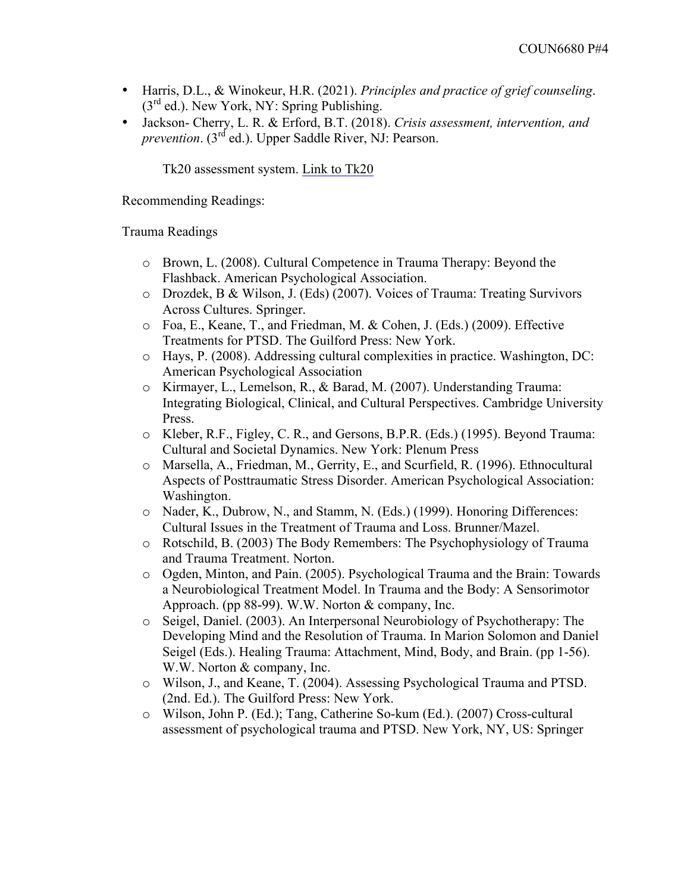- Harris, D.L., & Winokeur, H.R. (2021). *Principles and practice of grief counseling*. (3rd ed.). New York, NY: Spring Publishing.
- Jackson- Cherry, L. R. & Erford, B.T. (2018). *Crisis assessment, intervention, and prevention*. (3rd ed.). Upper Saddle River, NJ: Pearson.

  Tk20 assessment system. Link to Tk20

Recommending Readings:

Trauma Readings

- Brown, L. (2008). Cultural Competence in Trauma Therapy: Beyond the Flashback. American Psychological Association.
- Drozdek, B & Wilson, J. (Eds) (2007). Voices of Trauma: Treating Survivors Across Cultures. Springer.
- Foa, E., Keane, T., and Friedman, M. & Cohen, J. (Eds.) (2009). Effective Treatments for PTSD. The Guilford Press: New York.
- Hays, P. (2008). Addressing cultural complexities in practice. Washington, DC: American Psychological Association
- Kirmayer, L., Lemelson, R., & Barad, M. (2007). Understanding Trauma: Integrating Biological, Clinical, and Cultural Perspectives. Cambridge University Press.
- Kleber, R.F., Figley, C. R., and Gersons, B.P.R. (Eds.) (1995). Beyond Trauma: Cultural and Societal Dynamics. New York: Plenum Press
- Marsella, A., Friedman, M., Gerrity, E., and Scurfield, R. (1996). Ethnocultural Aspects of Posttraumatic Stress Disorder. American Psychological Association: Washington.
- Nader, K., Dubrow, N., and Stamm, N. (Eds.) (1999). Honoring Differences: Cultural Issues in the Treatment of Trauma and Loss. Brunner/Mazel.
- Rotschild, B. (2003) The Body Remembers: The Psychophysiology of Trauma and Trauma Treatment. Norton.
- Ogden, Minton, and Pain. (2005). Psychological Trauma and the Brain: Towards a Neurobiological Treatment Model. In Trauma and the Body: A Sensorimotor Approach. (pp 88-99). W.W. Norton & company, Inc.
- Seigel, Daniel. (2003). An Interpersonal Neurobiology of Psychotherapy: The Developing Mind and the Resolution of Trauma. In Marion Solomon and Daniel Seigel (Eds.). Healing Trauma: Attachment, Mind, Body, and Brain. (pp 1-56). W.W. Norton & company, Inc.
- Wilson, J., and Keane, T. (2004). Assessing Psychological Trauma and PTSD. (2nd. Ed.). The Guilford Press: New York.
- Wilson, John P. (Ed.); Tang, Catherine So-kum (Ed.). (2007) Cross-cultural assessment of psychological trauma and PTSD. New York, NY, US: Springer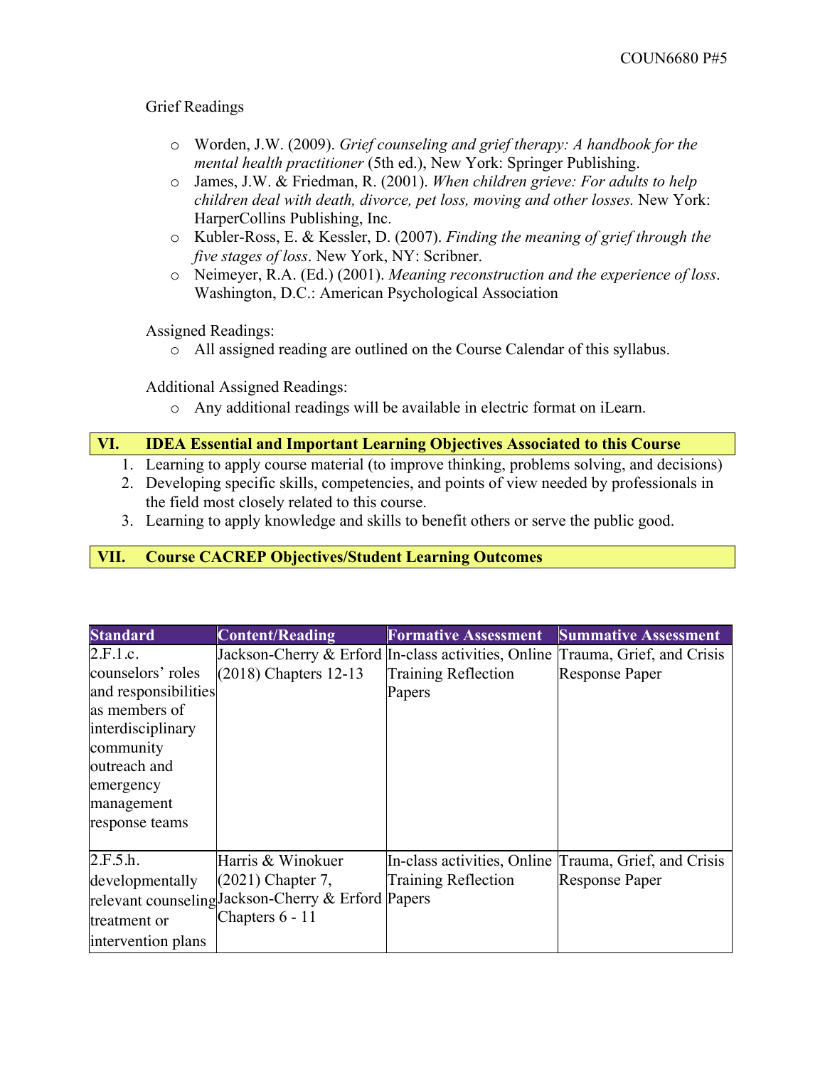Grief Readings

- Worden, J.W. (2009). *Grief counseling and grief therapy: A handbook for the mental health practitioner* (5th ed.), New York: Springer Publishing.
- James, J.W. & Friedman, R. (2001). *When children grieve: For adults to help children deal with death, divorce, pet loss, moving and other losses.* New York: HarperCollins Publishing, Inc.
- Kubler-Ross, E. & Kessler, D. (2007). *Finding the meaning of grief through the five stages of loss*. New York, NY: Scribner.
- Neimeyer, R.A. (Ed.) (2001). *Meaning reconstruction and the experience of loss*. Washington, D.C.: American Psychological Association

Assigned Readings:

- All assigned reading are outlined on the Course Calendar of this syllabus.

Additional Assigned Readings:

- Any additional readings will be available in electric format on iLearn.

## VI. IDEA Essential and Important Learning Objectives Associated to this Course

1. Learning to apply course material (to improve thinking, problems solving, and decisions)
2. Developing specific skills, competencies, and points of view needed by professionals in the field most closely related to this course.
3. Learning to apply knowledge and skills to benefit others or serve the public good.

## VII. Course CACREP Objectives/Student Learning Outcomes

| Standard | Content/Reading | Formative Assessment | Summative Assessment |
|---|---|---|---|
| 2.F.1.c. counselors' roles and responsibilities as members of interdisciplinary community outreach and emergency management response teams | Jackson-Cherry & Erford (2018) Chapters 12-13 | In-class activities, Online Training Reflection Papers | Trauma, Grief, and Crisis Response Paper |
| 2.F.5.h. developmentally relevant counseling treatment or intervention plans | Harris & Winokuer (2021) Chapter 7, Jackson-Cherry & Erford Chapters 6 - 11 | In-class activities, Online Training Reflection Papers | Trauma, Grief, and Crisis Response Paper |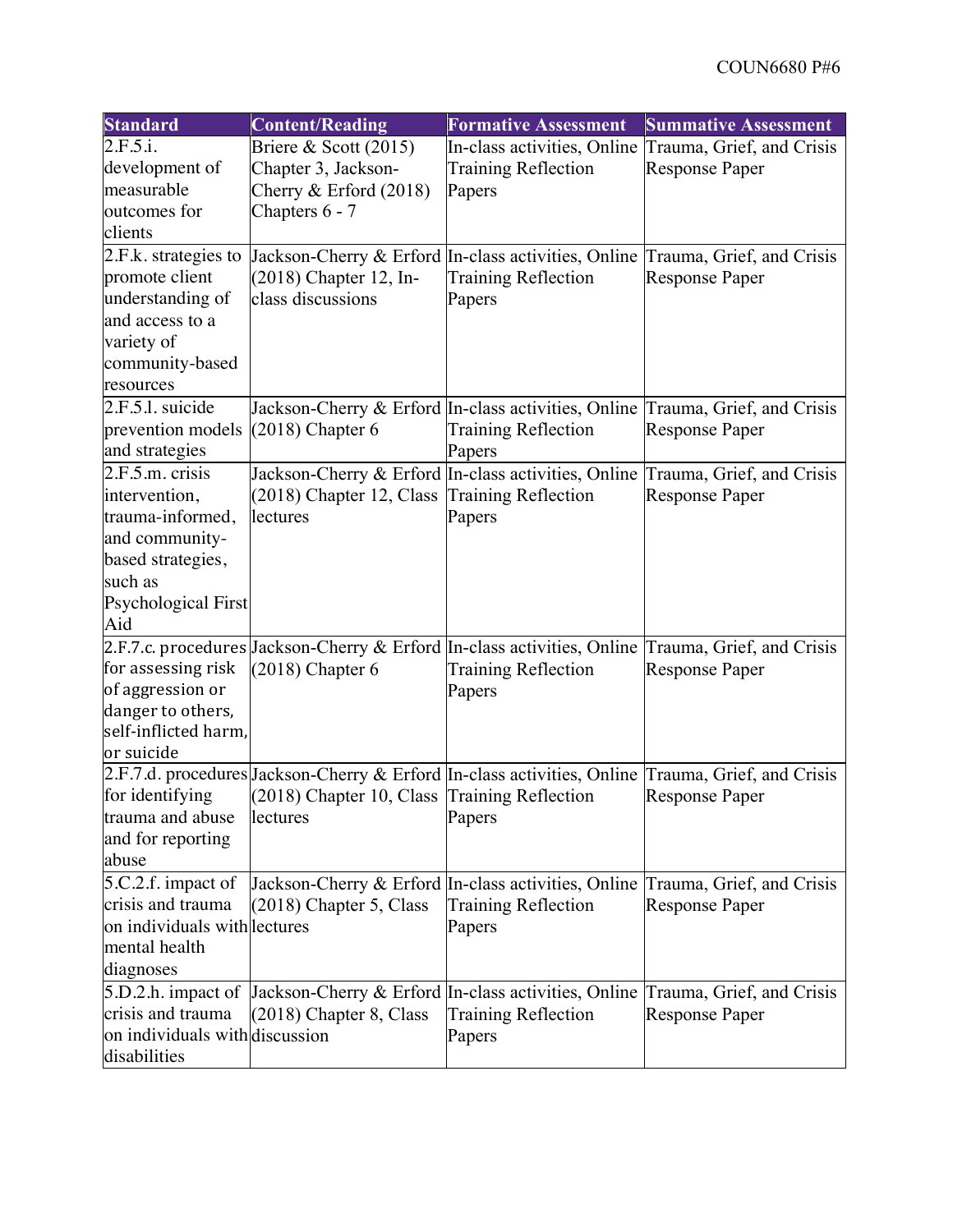| Standard | Content/Reading | Formative Assessment | Summative Assessment |
|---|---|---|---|
| 2.F.5.i. development of measurable outcomes for clients | Briere & Scott (2015) Chapter 3, Jackson-Cherry & Erford (2018) Chapters 6 - 7 | In-class activities, Online Training Reflection Papers | Trauma, Grief, and Crisis Response Paper |
| 2.F.k. strategies to promote client understanding of and access to a variety of community-based resources | Jackson-Cherry & Erford (2018) Chapter 12, In-class discussions | In-class activities, Online Training Reflection Papers | Trauma, Grief, and Crisis Response Paper |
| 2.F.5.l. suicide prevention models and strategies | Jackson-Cherry & Erford (2018) Chapter 6 | In-class activities, Online Training Reflection Papers | Trauma, Grief, and Crisis Response Paper |
| 2.F.5.m. crisis intervention, trauma-informed, and community-based strategies, such as Psychological First Aid | Jackson-Cherry & Erford (2018) Chapter 12, Class lectures | In-class activities, Online Training Reflection Papers | Trauma, Grief, and Crisis Response Paper |
| 2.F.7.c. procedures for assessing risk of aggression or danger to others, self-inflicted harm, or suicide | Jackson-Cherry & Erford (2018) Chapter 6 | In-class activities, Online Training Reflection Papers | Trauma, Grief, and Crisis Response Paper |
| 2.F.7.d. procedures for identifying trauma and abuse and for reporting abuse | Jackson-Cherry & Erford (2018) Chapter 10, Class lectures | In-class activities, Online Training Reflection Papers | Trauma, Grief, and Crisis Response Paper |
| 5.C.2.f. impact of crisis and trauma on individuals with mental health diagnoses | Jackson-Cherry & Erford (2018) Chapter 5, Class lectures | In-class activities, Online Training Reflection Papers | Trauma, Grief, and Crisis Response Paper |
| 5.D.2.h. impact of crisis and trauma on individuals with disabilities | Jackson-Cherry & Erford (2018) Chapter 8, Class discussion | In-class activities, Online Training Reflection Papers | Trauma, Grief, and Crisis Response Paper |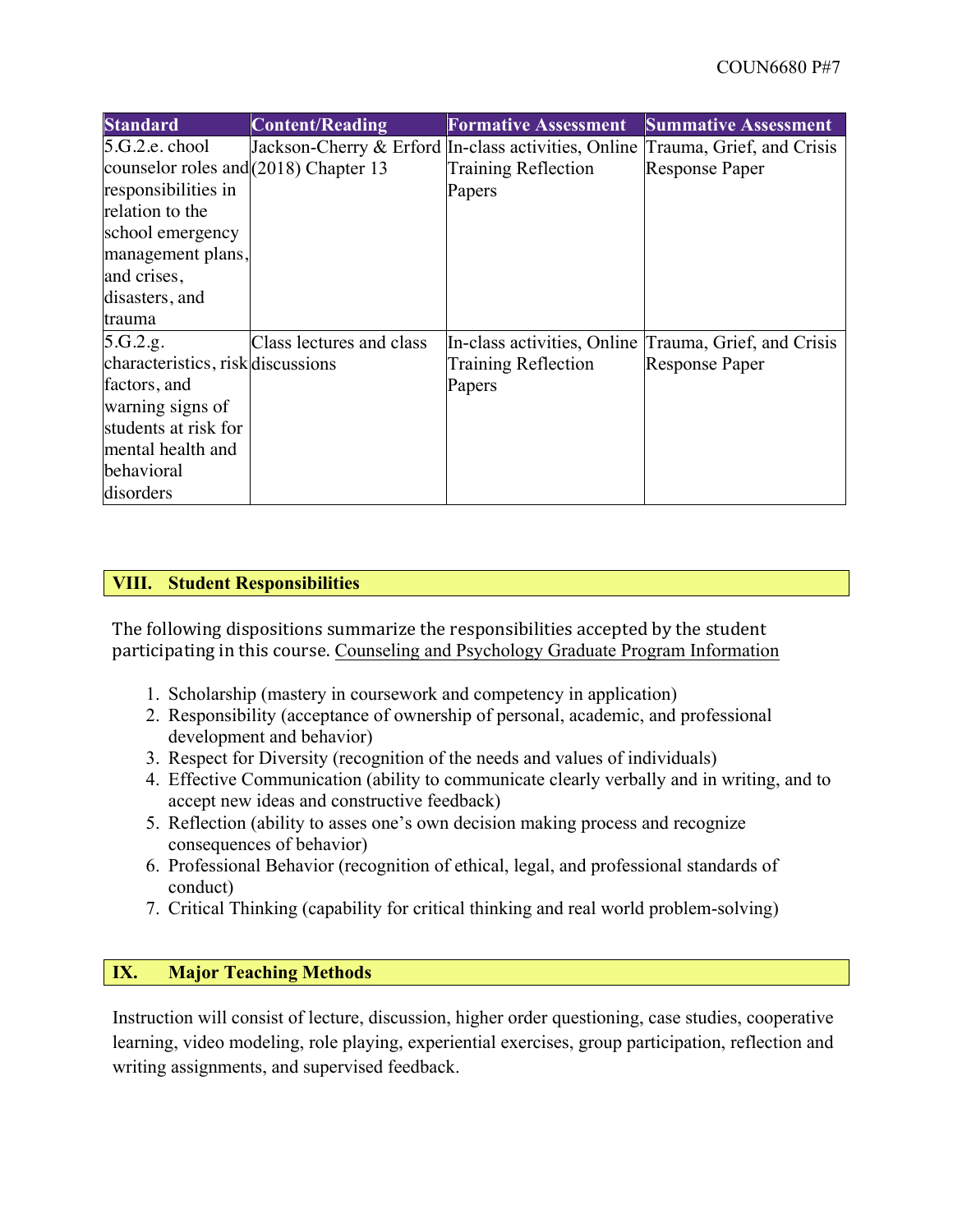| Standard | Content/Reading | Formative Assessment | Summative Assessment |
| --- | --- | --- | --- |
| 5.G.2.e. chool counselor roles and responsibilities in relation to the school emergency management plans, and crises, disasters, and trauma | Jackson-Cherry & Erford (2018) Chapter 13 | In-class activities, Online Training Reflection Papers | Trauma, Grief, and Crisis Response Paper |
| 5.G.2.g. characteristics, risk factors, and warning signs of students at risk for mental health and behavioral disorders | Class lectures and class discussions | In-class activities, Online Training Reflection Papers | Trauma, Grief, and Crisis Response Paper |

## VIII. Student Responsibilities

The following dispositions summarize the responsibilities accepted by the student participating in this course. Counseling and Psychology Graduate Program Information

1. Scholarship (mastery in coursework and competency in application)
2. Responsibility (acceptance of ownership of personal, academic, and professional development and behavior)
3. Respect for Diversity (recognition of the needs and values of individuals)
4. Effective Communication (ability to communicate clearly verbally and in writing, and to accept new ideas and constructive feedback)
5. Reflection (ability to asses one's own decision making process and recognize consequences of behavior)
6. Professional Behavior (recognition of ethical, legal, and professional standards of conduct)
7. Critical Thinking (capability for critical thinking and real world problem-solving)

## IX. Major Teaching Methods

Instruction will consist of lecture, discussion, higher order questioning, case studies, cooperative learning, video modeling, role playing, experiential exercises, group participation, reflection and writing assignments, and supervised feedback.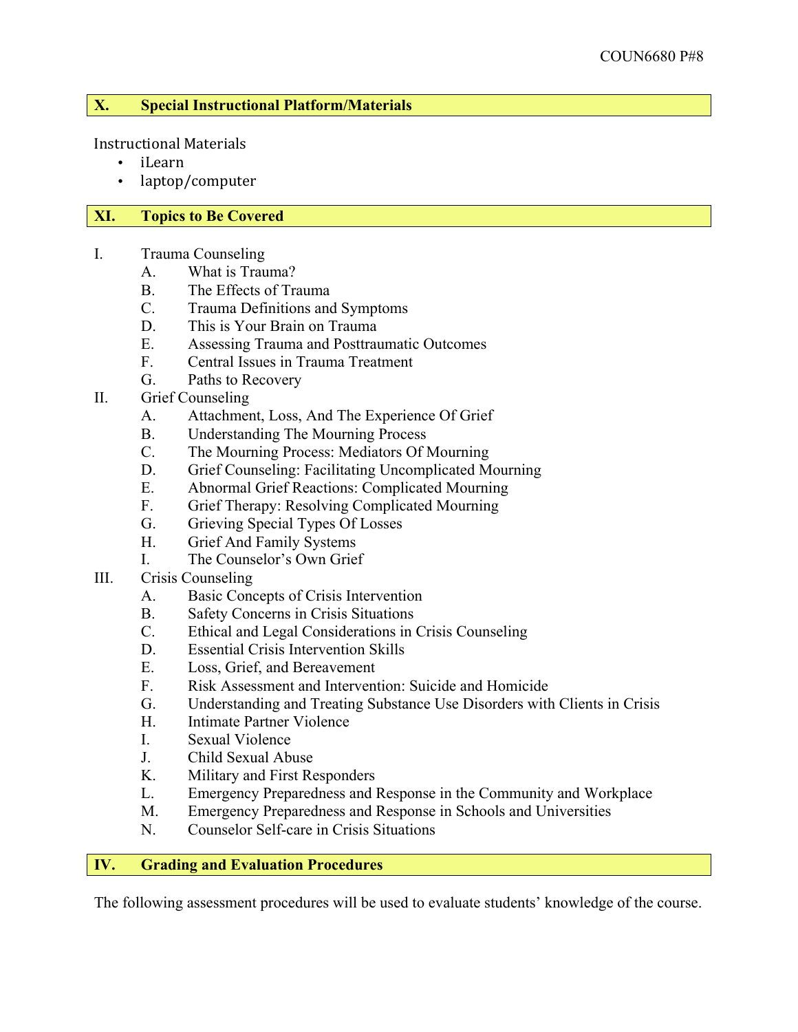## X. Special Instructional Platform/Materials

Instructional Materials

- iLearn
- laptop/computer

## XI. Topics to Be Covered

I. Trauma Counseling
   A. What is Trauma?
   B. The Effects of Trauma
   C. Trauma Definitions and Symptoms
   D. This is Your Brain on Trauma
   E. Assessing Trauma and Posttraumatic Outcomes
   F. Central Issues in Trauma Treatment
   G. Paths to Recovery

II. Grief Counseling
   A. Attachment, Loss, And The Experience Of Grief
   B. Understanding The Mourning Process
   C. The Mourning Process: Mediators Of Mourning
   D. Grief Counseling: Facilitating Uncomplicated Mourning
   E. Abnormal Grief Reactions: Complicated Mourning
   F. Grief Therapy: Resolving Complicated Mourning
   G. Grieving Special Types Of Losses
   H. Grief And Family Systems
   I. The Counselor's Own Grief

III. Crisis Counseling
   A. Basic Concepts of Crisis Intervention
   B. Safety Concerns in Crisis Situations
   C. Ethical and Legal Considerations in Crisis Counseling
   D. Essential Crisis Intervention Skills
   E. Loss, Grief, and Bereavement
   F. Risk Assessment and Intervention: Suicide and Homicide
   G. Understanding and Treating Substance Use Disorders with Clients in Crisis
   H. Intimate Partner Violence
   I. Sexual Violence
   J. Child Sexual Abuse
   K. Military and First Responders
   L. Emergency Preparedness and Response in the Community and Workplace
   M. Emergency Preparedness and Response in Schools and Universities
   N. Counselor Self-care in Crisis Situations

## IV. Grading and Evaluation Procedures

The following assessment procedures will be used to evaluate students' knowledge of the course.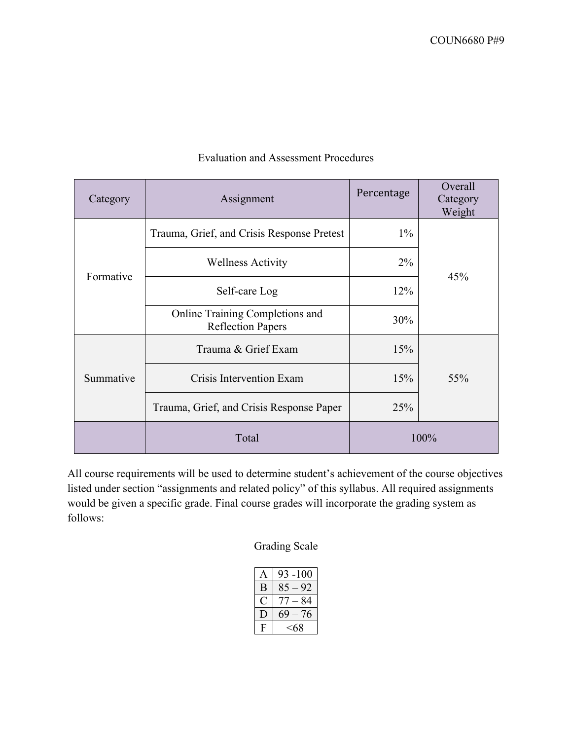## Evaluation and Assessment Procedures

| Category | Assignment | Percentage | Overall Category Weight |
|---|---|---|---|
| Formative | Trauma, Grief, and Crisis Response Pretest | 1% | 45% |
| | Wellness Activity | 2% | |
| | Self-care Log | 12% | |
| | Online Training Completions and Reflection Papers | 30% | |
| Summative | Trauma & Grief Exam | 15% | 55% |
| | Crisis Intervention Exam | 15% | |
| | Trauma, Grief, and Crisis Response Paper | 25% | |
| | Total | 100% | |

All course requirements will be used to determine student's achievement of the course objectives listed under section "assignments and related policy" of this syllabus. All required assignments would be given a specific grade. Final course grades will incorporate the grading system as follows:

### Grading Scale

| | |
|---|---|
| A | 93 -100 |
| B | 85 – 92 |
| C | 77 – 84 |
| D | 69 – 76 |
| F | <68 |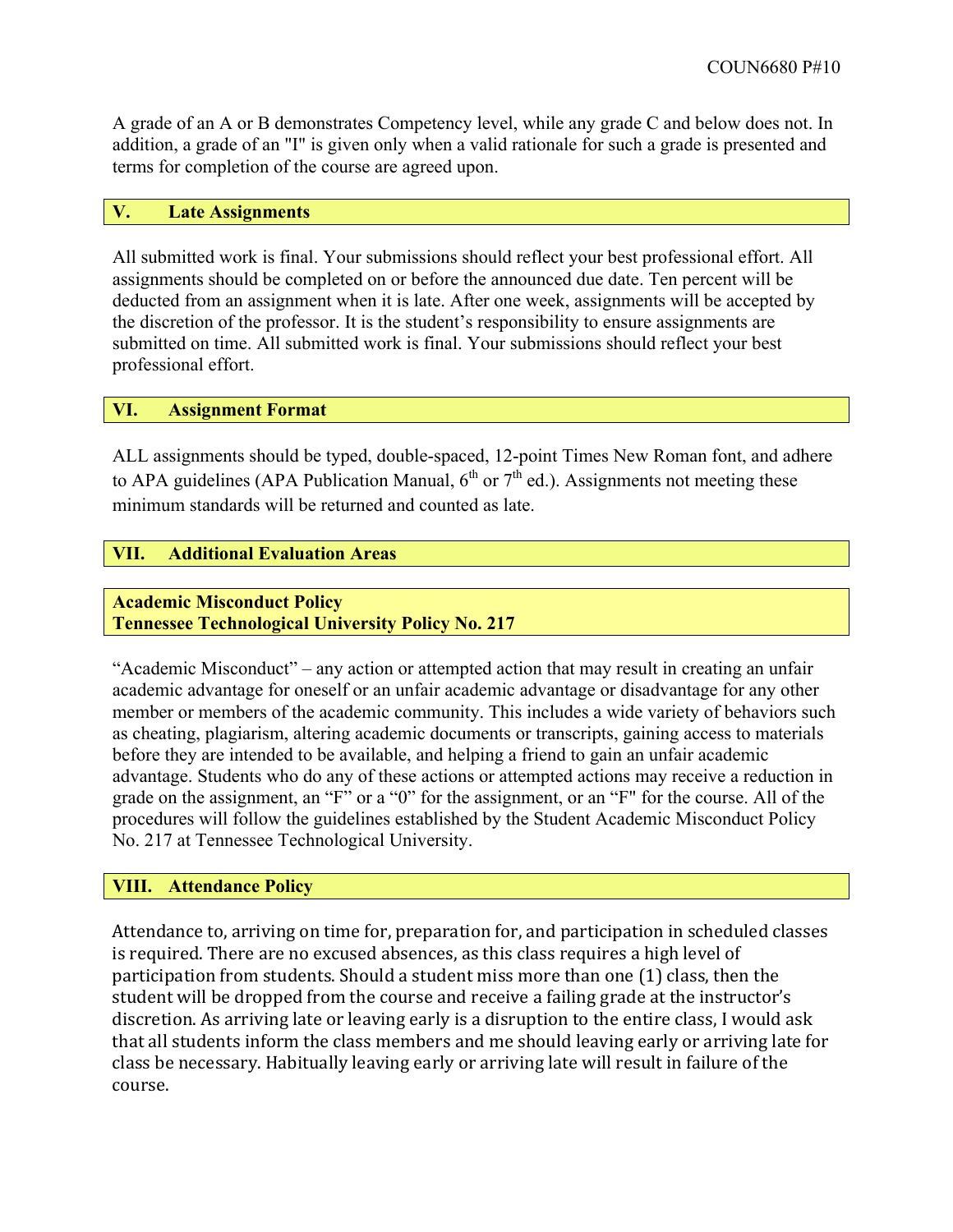A grade of an A or B demonstrates Competency level, while any grade C and below does not. In addition, a grade of an "I" is given only when a valid rationale for such a grade is presented and terms for completion of the course are agreed upon.

## V. Late Assignments

All submitted work is final. Your submissions should reflect your best professional effort. All assignments should be completed on or before the announced due date. Ten percent will be deducted from an assignment when it is late. After one week, assignments will be accepted by the discretion of the professor. It is the student's responsibility to ensure assignments are submitted on time. All submitted work is final. Your submissions should reflect your best professional effort.

## VI. Assignment Format

ALL assignments should be typed, double-spaced, 12-point Times New Roman font, and adhere to APA guidelines (APA Publication Manual, 6th or 7th ed.). Assignments not meeting these minimum standards will be returned and counted as late.

## VII. Additional Evaluation Areas

### Academic Misconduct Policy
### Tennessee Technological University Policy No. 217

"Academic Misconduct" – any action or attempted action that may result in creating an unfair academic advantage for oneself or an unfair academic advantage or disadvantage for any other member or members of the academic community. This includes a wide variety of behaviors such as cheating, plagiarism, altering academic documents or transcripts, gaining access to materials before they are intended to be available, and helping a friend to gain an unfair academic advantage. Students who do any of these actions or attempted actions may receive a reduction in grade on the assignment, an "F" or a "0" for the assignment, or an "F" for the course. All of the procedures will follow the guidelines established by the Student Academic Misconduct Policy No. 217 at Tennessee Technological University.

## VIII. Attendance Policy

Attendance to, arriving on time for, preparation for, and participation in scheduled classes is required. There are no excused absences, as this class requires a high level of participation from students. Should a student miss more than one (1) class, then the student will be dropped from the course and receive a failing grade at the instructor's discretion. As arriving late or leaving early is a disruption to the entire class, I would ask that all students inform the class members and me should leaving early or arriving late for class be necessary. Habitually leaving early or arriving late will result in failure of the course.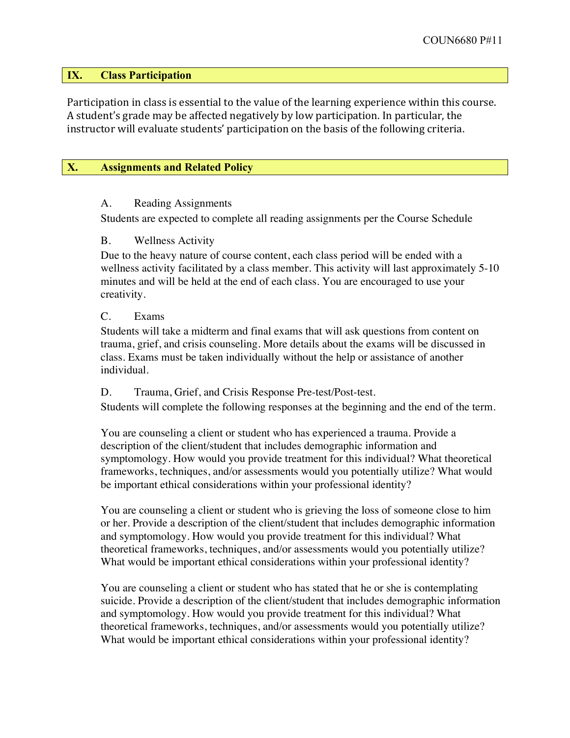## IX. Class Participation

Participation in class is essential to the value of the learning experience within this course. A student's grade may be affected negatively by low participation. In particular, the instructor will evaluate students' participation on the basis of the following criteria.

## X. Assignments and Related Policy

A. Reading Assignments

Students are expected to complete all reading assignments per the Course Schedule

B. Wellness Activity

Due to the heavy nature of course content, each class period will be ended with a wellness activity facilitated by a class member. This activity will last approximately 5-10 minutes and will be held at the end of each class. You are encouraged to use your creativity.

C. Exams

Students will take a midterm and final exams that will ask questions from content on trauma, grief, and crisis counseling. More details about the exams will be discussed in class. Exams must be taken individually without the help or assistance of another individual.

D. Trauma, Grief, and Crisis Response Pre-test/Post-test.

Students will complete the following responses at the beginning and the end of the term.

You are counseling a client or student who has experienced a trauma. Provide a description of the client/student that includes demographic information and symptomology. How would you provide treatment for this individual? What theoretical frameworks, techniques, and/or assessments would you potentially utilize? What would be important ethical considerations within your professional identity?

You are counseling a client or student who is grieving the loss of someone close to him or her. Provide a description of the client/student that includes demographic information and symptomology. How would you provide treatment for this individual? What theoretical frameworks, techniques, and/or assessments would you potentially utilize? What would be important ethical considerations within your professional identity?

You are counseling a client or student who has stated that he or she is contemplating suicide. Provide a description of the client/student that includes demographic information and symptomology. How would you provide treatment for this individual? What theoretical frameworks, techniques, and/or assessments would you potentially utilize? What would be important ethical considerations within your professional identity?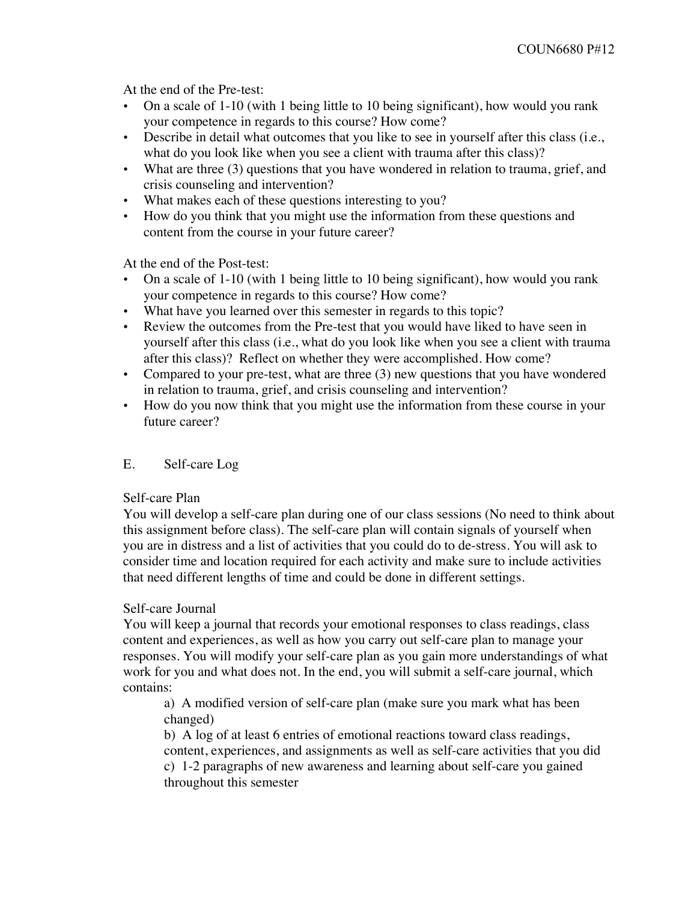At the end of the Pre-test:

- On a scale of 1-10 (with 1 being little to 10 being significant), how would you rank your competence in regards to this course? How come?
- Describe in detail what outcomes that you like to see in yourself after this class (i.e., what do you look like when you see a client with trauma after this class)?
- What are three (3) questions that you have wondered in relation to trauma, grief, and crisis counseling and intervention?
- What makes each of these questions interesting to you?
- How do you think that you might use the information from these questions and content from the course in your future career?

At the end of the Post-test:

- On a scale of 1-10 (with 1 being little to 10 being significant), how would you rank your competence in regards to this course? How come?
- What have you learned over this semester in regards to this topic?
- Review the outcomes from the Pre-test that you would have liked to have seen in yourself after this class (i.e., what do you look like when you see a client with trauma after this class)? Reflect on whether they were accomplished. How come?
- Compared to your pre-test, what are three (3) new questions that you have wondered in relation to trauma, grief, and crisis counseling and intervention?
- How do you now think that you might use the information from these course in your future career?

## E. Self-care Log

### Self-care Plan

You will develop a self-care plan during one of our class sessions (No need to think about this assignment before class). The self-care plan will contain signals of yourself when you are in distress and a list of activities that you could do to de-stress. You will ask to consider time and location required for each activity and make sure to include activities that need different lengths of time and could be done in different settings.

### Self-care Journal

You will keep a journal that records your emotional responses to class readings, class content and experiences, as well as how you carry out self-care plan to manage your responses. You will modify your self-care plan as you gain more understandings of what work for you and what does not. In the end, you will submit a self-care journal, which contains:

a) A modified version of self-care plan (make sure you mark what has been changed)

b) A log of at least 6 entries of emotional reactions toward class readings, content, experiences, and assignments as well as self-care activities that you did

c) 1-2 paragraphs of new awareness and learning about self-care you gained throughout this semester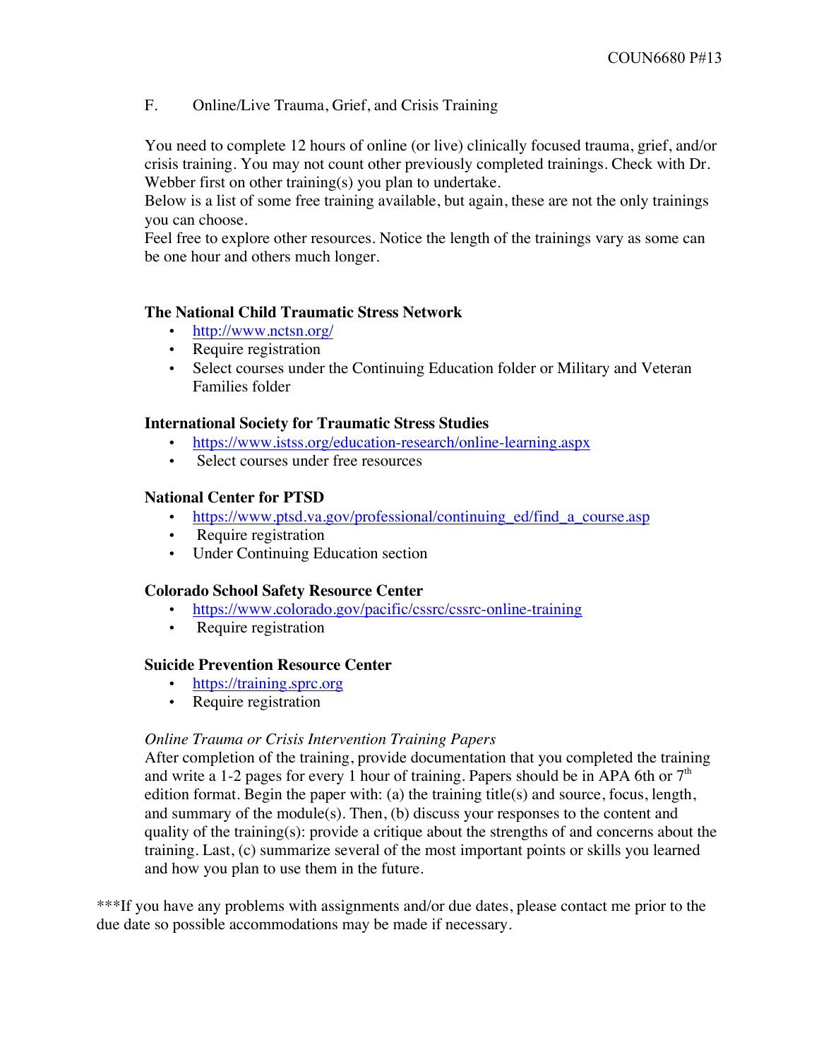F. Online/Live Trauma, Grief, and Crisis Training

You need to complete 12 hours of online (or live) clinically focused trauma, grief, and/or crisis training. You may not count other previously completed trainings. Check with Dr. Webber first on other training(s) you plan to undertake.
Below is a list of some free training available, but again, these are not the only trainings you can choose.
Feel free to explore other resources. Notice the length of the trainings vary as some can be one hour and others much longer.

**The National Child Traumatic Stress Network**

- http://www.nctsn.org/
- Require registration
- Select courses under the Continuing Education folder or Military and Veteran Families folder

**International Society for Traumatic Stress Studies**

- https://www.istss.org/education-research/online-learning.aspx
- Select courses under free resources

**National Center for PTSD**

- https://www.ptsd.va.gov/professional/continuing_ed/find_a_course.asp
- Require registration
- Under Continuing Education section

**Colorado School Safety Resource Center**

- https://www.colorado.gov/pacific/cssrc/cssrc-online-training
- Require registration

**Suicide Prevention Resource Center**

- https://training.sprc.org
- Require registration

*Online Trauma or Crisis Intervention Training Papers*
After completion of the training, provide documentation that you completed the training and write a 1-2 pages for every 1 hour of training. Papers should be in APA 6th or 7th edition format. Begin the paper with: (a) the training title(s) and source, focus, length, and summary of the module(s). Then, (b) discuss your responses to the content and quality of the training(s): provide a critique about the strengths of and concerns about the training. Last, (c) summarize several of the most important points or skills you learned and how you plan to use them in the future.

***If you have any problems with assignments and/or due dates, please contact me prior to the due date so possible accommodations may be made if necessary.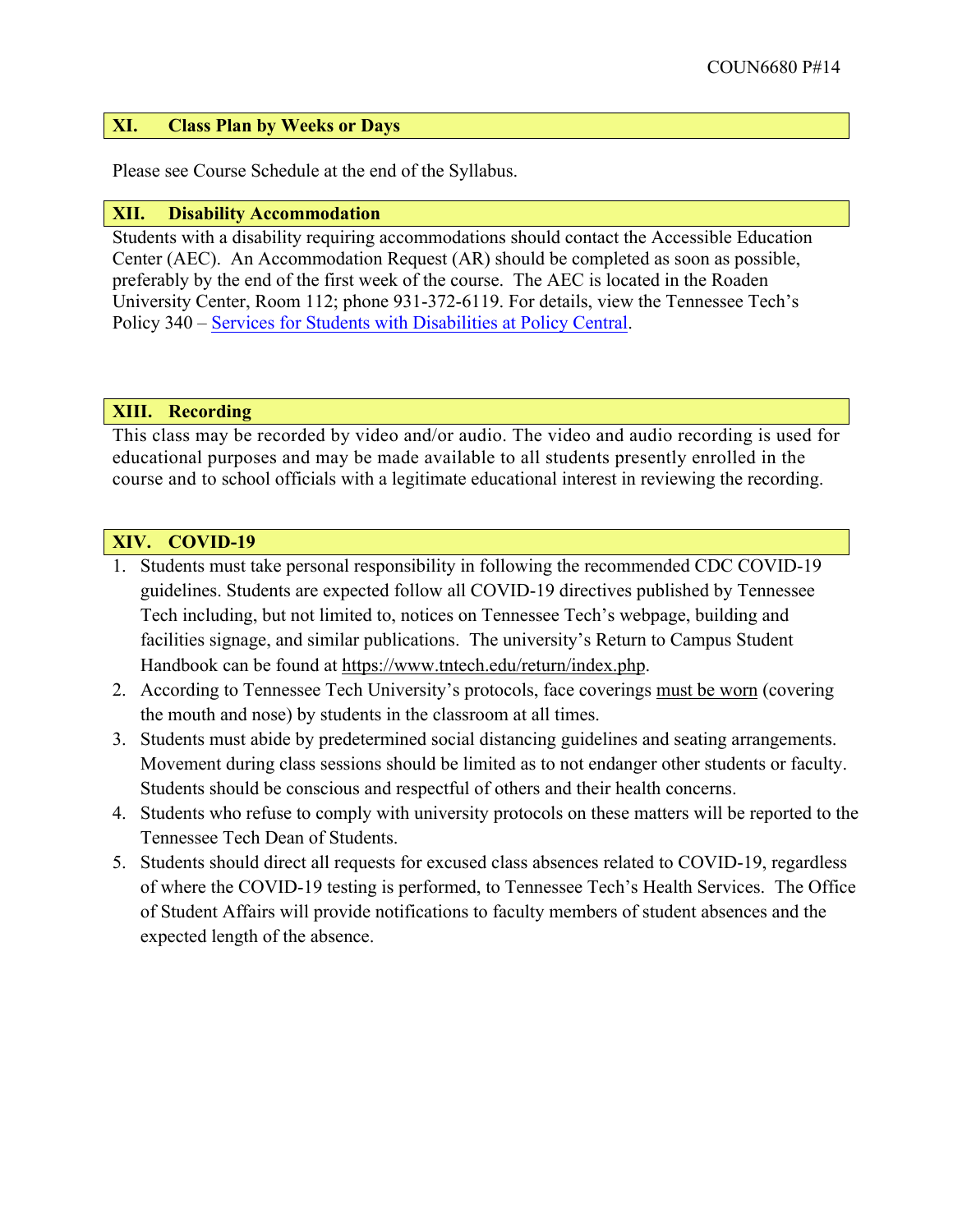## XI. Class Plan by Weeks or Days

Please see Course Schedule at the end of the Syllabus.

## XII. Disability Accommodation

Students with a disability requiring accommodations should contact the Accessible Education Center (AEC). An Accommodation Request (AR) should be completed as soon as possible, preferably by the end of the first week of the course. The AEC is located in the Roaden University Center, Room 112; phone 931-372-6119. For details, view the Tennessee Tech's Policy 340 – Services for Students with Disabilities at Policy Central.

## XIII. Recording

This class may be recorded by video and/or audio. The video and audio recording is used for educational purposes and may be made available to all students presently enrolled in the course and to school officials with a legitimate educational interest in reviewing the recording.

## XIV. COVID-19

1. Students must take personal responsibility in following the recommended CDC COVID-19 guidelines. Students are expected follow all COVID-19 directives published by Tennessee Tech including, but not limited to, notices on Tennessee Tech's webpage, building and facilities signage, and similar publications. The university's Return to Campus Student Handbook can be found at https://www.tntech.edu/return/index.php.
2. According to Tennessee Tech University's protocols, face coverings must be worn (covering the mouth and nose) by students in the classroom at all times.
3. Students must abide by predetermined social distancing guidelines and seating arrangements. Movement during class sessions should be limited as to not endanger other students or faculty. Students should be conscious and respectful of others and their health concerns.
4. Students who refuse to comply with university protocols on these matters will be reported to the Tennessee Tech Dean of Students.
5. Students should direct all requests for excused class absences related to COVID-19, regardless of where the COVID-19 testing is performed, to Tennessee Tech's Health Services. The Office of Student Affairs will provide notifications to faculty members of student absences and the expected length of the absence.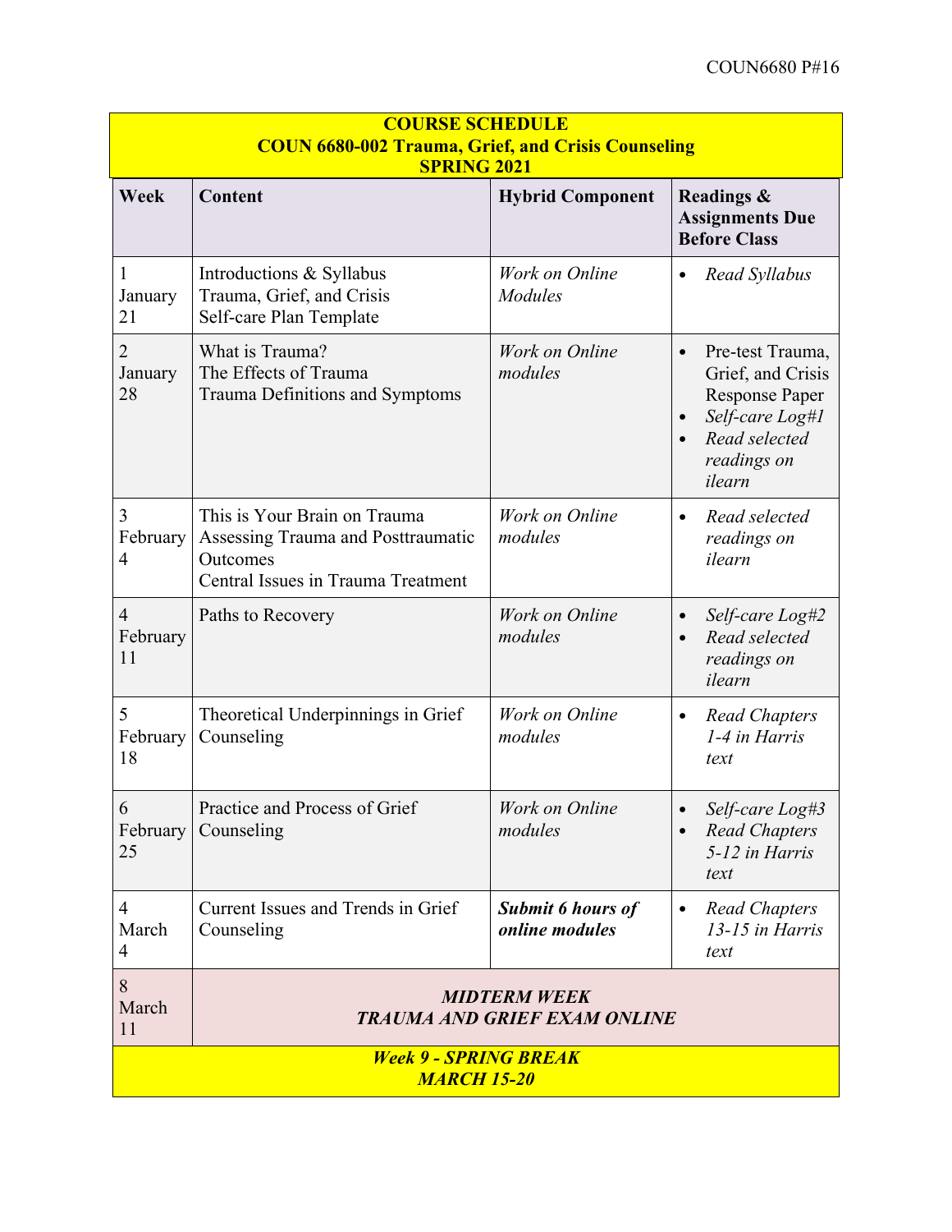| **COURSE SCHEDULE**<br>**COUN 6680-002 Trauma, Grief, and Crisis Counseling**<br>**SPRING 2021** | | | |
|---|---|---|---|
| **Week** | **Content** | **Hybrid Component** | **Readings & Assignments Due Before Class** |
| 1<br>January 21 | Introductions & Syllabus<br>Trauma, Grief, and Crisis<br>Self-care Plan Template | *Work on Online Modules* | • *Read Syllabus* |
| 2<br>January 28 | What is Trauma?<br>The Effects of Trauma<br>Trauma Definitions and Symptoms | *Work on Online modules* | • Pre-test Trauma, Grief, and Crisis Response Paper<br>• *Self-care Log#1*<br>• *Read selected readings on ilearn* |
| 3<br>February 4 | This is Your Brain on Trauma<br>Assessing Trauma and Posttraumatic Outcomes<br>Central Issues in Trauma Treatment | *Work on Online modules* | • *Read selected readings on ilearn* |
| 4<br>February 11 | Paths to Recovery | *Work on Online modules* | • *Self-care Log#2*<br>• *Read selected readings on ilearn* |
| 5<br>February 18 | Theoretical Underpinnings in Grief Counseling | *Work on Online modules* | • *Read Chapters 1-4 in Harris text* |
| 6<br>February 25 | Practice and Process of Grief Counseling | *Work on Online modules* | • *Self-care Log#3*<br>• *Read Chapters 5-12 in Harris text* |
| 4<br>March 4 | Current Issues and Trends in Grief Counseling | ***Submit 6 hours of online modules*** | • *Read Chapters 13-15 in Harris text* |
| 8<br>March 11 | ***MIDTERM WEEK***<br>***TRAUMA AND GRIEF EXAM ONLINE*** | | |
| ***Week 9 - SPRING BREAK***<br>***MARCH 15-20*** | | | |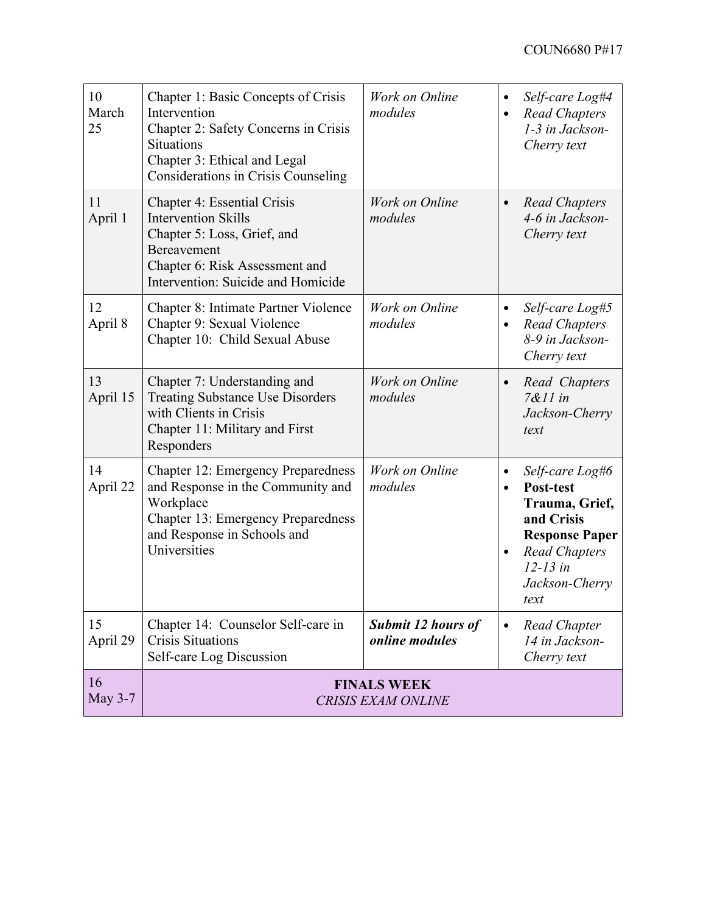| | | | |
|---|---|---|---|
| 10<br>March 25 | Chapter 1: Basic Concepts of Crisis Intervention<br>Chapter 2: Safety Concerns in Crisis Situations<br>Chapter 3: Ethical and Legal Considerations in Crisis Counseling | *Work on Online modules* | • *Self-care Log#4*<br>• *Read Chapters 1-3 in Jackson-Cherry text* |
| 11<br>April 1 | Chapter 4: Essential Crisis Intervention Skills<br>Chapter 5: Loss, Grief, and Bereavement<br>Chapter 6: Risk Assessment and Intervention: Suicide and Homicide | *Work on Online modules* | • *Read Chapters 4-6 in Jackson-Cherry text* |
| 12<br>April 8 | Chapter 8: Intimate Partner Violence<br>Chapter 9: Sexual Violence<br>Chapter 10: Child Sexual Abuse | *Work on Online modules* | • *Self-care Log#5*<br>• *Read Chapters 8-9 in Jackson-Cherry text* |
| 13<br>April 15 | Chapter 7: Understanding and Treating Substance Use Disorders with Clients in Crisis<br>Chapter 11: Military and First Responders | *Work on Online modules* | • *Read Chapters 7&11 in Jackson-Cherry text* |
| 14<br>April 22 | Chapter 12: Emergency Preparedness and Response in the Community and Workplace<br>Chapter 13: Emergency Preparedness and Response in Schools and Universities | *Work on Online modules* | • *Self-care Log#6*<br>• **Post-test Trauma, Grief, and Crisis Response Paper**<br>• *Read Chapters 12-13 in Jackson-Cherry text* |
| 15<br>April 29 | Chapter 14: Counselor Self-care in Crisis Situations<br>Self-care Log Discussion | ***Submit 12 hours of online modules*** | • *Read Chapter 14 in Jackson-Cherry text* |
| 16<br>May 3-7 | **FINALS WEEK**<br>*CRISIS EXAM ONLINE* | | |